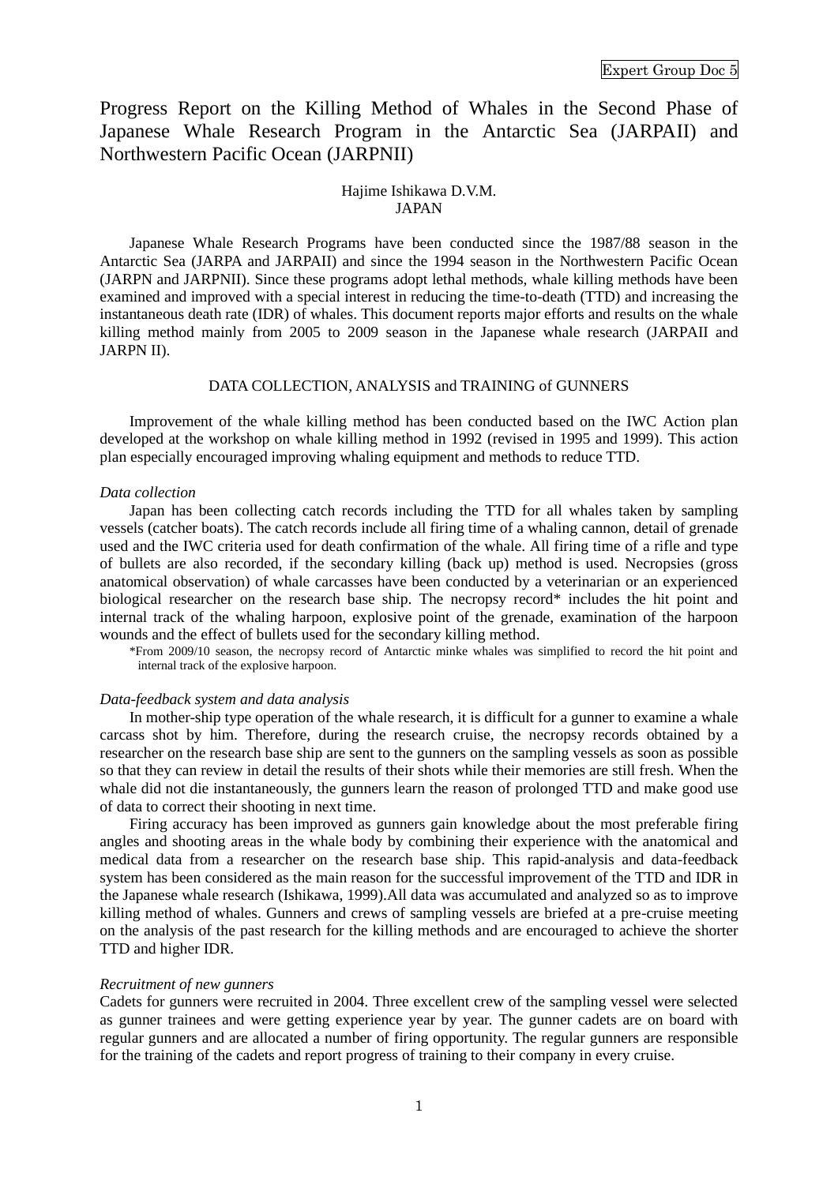Expert Group Doc 5

# Progress Report on the Killing Method of Whales in the Second Phase of Japanese Whale Research Program in the Antarctic Sea (JARPAII) and Northwestern Pacific Ocean (JARPNII)

Hajime Ishikawa D.V.M.
JAPAN

Japanese Whale Research Programs have been conducted since the 1987/88 season in the Antarctic Sea (JARPA and JARPAII) and since the 1994 season in the Northwestern Pacific Ocean (JARPN and JARPNII). Since these programs adopt lethal methods, whale killing methods have been examined and improved with a special interest in reducing the time-to-death (TTD) and increasing the instantaneous death rate (IDR) of whales. This document reports major efforts and results on the whale killing method mainly from 2005 to 2009 season in the Japanese whale research (JARPAII and JARPN II).

## DATA COLLECTION, ANALYSIS and TRAINING of GUNNERS

Improvement of the whale killing method has been conducted based on the IWC Action plan developed at the workshop on whale killing method in 1992 (revised in 1995 and 1999). This action plan especially encouraged improving whaling equipment and methods to reduce TTD.

### *Data collection*

Japan has been collecting catch records including the TTD for all whales taken by sampling vessels (catcher boats). The catch records include all firing time of a whaling cannon, detail of grenade used and the IWC criteria used for death confirmation of the whale. All firing time of a rifle and type of bullets are also recorded, if the secondary killing (back up) method is used. Necropsies (gross anatomical observation) of whale carcasses have been conducted by a veterinarian or an experienced biological researcher on the research base ship. The necropsy record* includes the hit point and internal track of the whaling harpoon, explosive point of the grenade, examination of the harpoon wounds and the effect of bullets used for the secondary killing method.

*From 2009/10 season, the necropsy record of Antarctic minke whales was simplified to record the hit point and internal track of the explosive harpoon.

### *Data-feedback system and data analysis*

In mother-ship type operation of the whale research, it is difficult for a gunner to examine a whale carcass shot by him. Therefore, during the research cruise, the necropsy records obtained by a researcher on the research base ship are sent to the gunners on the sampling vessels as soon as possible so that they can review in detail the results of their shots while their memories are still fresh. When the whale did not die instantaneously, the gunners learn the reason of prolonged TTD and make good use of data to correct their shooting in next time.

Firing accuracy has been improved as gunners gain knowledge about the most preferable firing angles and shooting areas in the whale body by combining their experience with the anatomical and medical data from a researcher on the research base ship. This rapid-analysis and data-feedback system has been considered as the main reason for the successful improvement of the TTD and IDR in the Japanese whale research (Ishikawa, 1999).All data was accumulated and analyzed so as to improve killing method of whales. Gunners and crews of sampling vessels are briefed at a pre-cruise meeting on the analysis of the past research for the killing methods and are encouraged to achieve the shorter TTD and higher IDR.

### *Recruitment of new gunners*

Cadets for gunners were recruited in 2004. Three excellent crew of the sampling vessel were selected as gunner trainees and were getting experience year by year. The gunner cadets are on board with regular gunners and are allocated a number of firing opportunity. The regular gunners are responsible for the training of the cadets and report progress of training to their company in every cruise.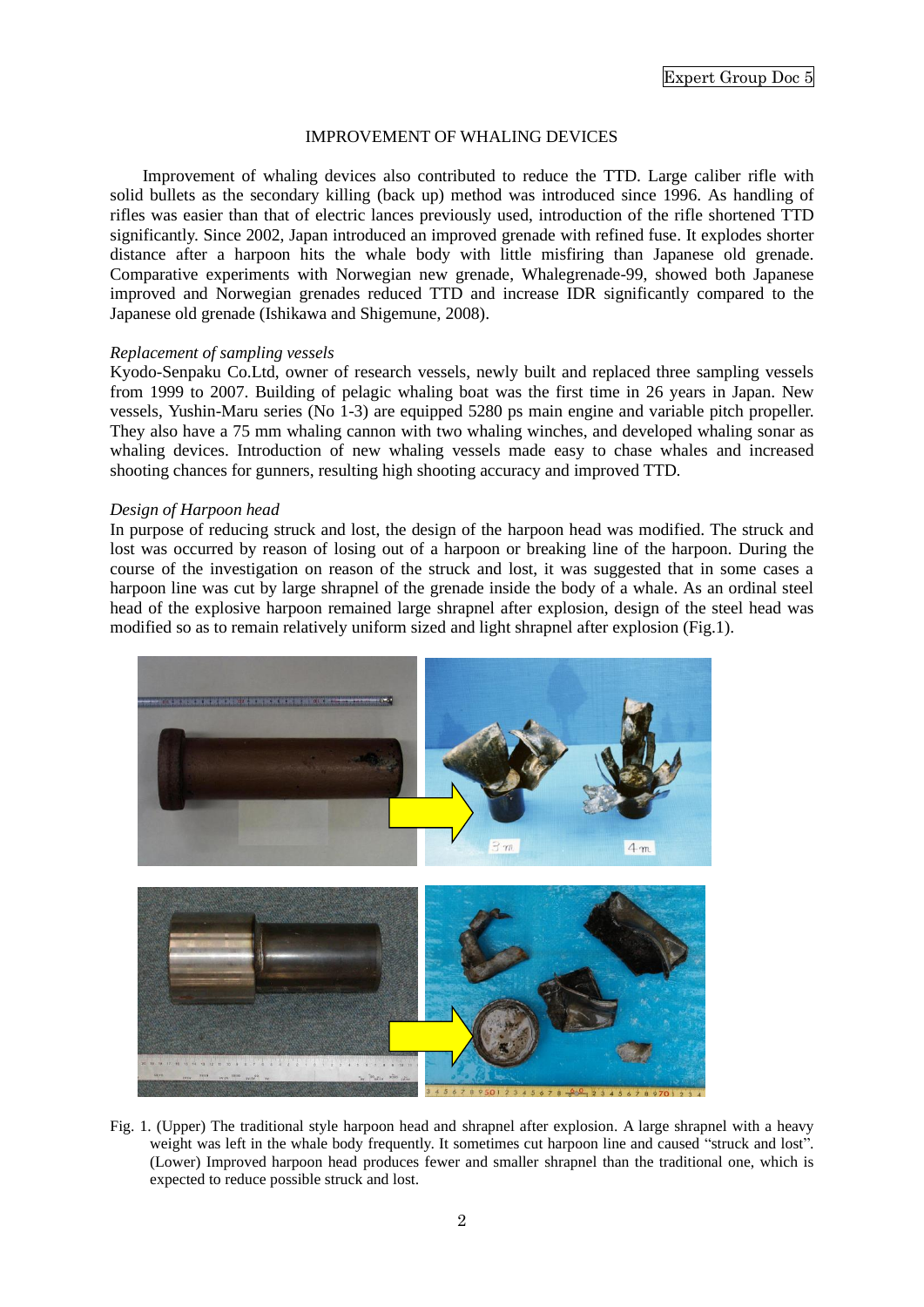# IMPROVEMENT OF WHALING DEVICES

Improvement of whaling devices also contributed to reduce the TTD. Large caliber rifle with solid bullets as the secondary killing (back up) method was introduced since 1996. As handling of rifles was easier than that of electric lances previously used, introduction of the rifle shortened TTD significantly. Since 2002, Japan introduced an improved grenade with refined fuse. It explodes shorter distance after a harpoon hits the whale body with little misfiring than Japanese old grenade. Comparative experiments with Norwegian new grenade, Whalegrenade-99, showed both Japanese improved and Norwegian grenades reduced TTD and increase IDR significantly compared to the Japanese old grenade (Ishikawa and Shigemune, 2008).

*Replacement of sampling vessels*

Kyodo-Senpaku Co.Ltd, owner of research vessels, newly built and replaced three sampling vessels from 1999 to 2007. Building of pelagic whaling boat was the first time in 26 years in Japan. New vessels, Yushin-Maru series (No 1-3) are equipped 5280 ps main engine and variable pitch propeller. They also have a 75 mm whaling cannon with two whaling winches, and developed whaling sonar as whaling devices. Introduction of new whaling vessels made easy to chase whales and increased shooting chances for gunners, resulting high shooting accuracy and improved TTD.

*Design of Harpoon head*

In purpose of reducing struck and lost, the design of the harpoon head was modified. The struck and lost was occurred by reason of losing out of a harpoon or breaking line of the harpoon. During the course of the investigation on reason of the struck and lost, it was suggested that in some cases a harpoon line was cut by large shrapnel of the grenade inside the body of a whale. As an ordinal steel head of the explosive harpoon remained large shrapnel after explosion, design of the steel head was modified so as to remain relatively uniform sized and light shrapnel after explosion (Fig.1).

Fig. 1. (Upper) The traditional style harpoon head and shrapnel after explosion. A large shrapnel with a heavy weight was left in the whale body frequently. It sometimes cut harpoon line and caused "struck and lost". (Lower) Improved harpoon head produces fewer and smaller shrapnel than the traditional one, which is expected to reduce possible struck and lost.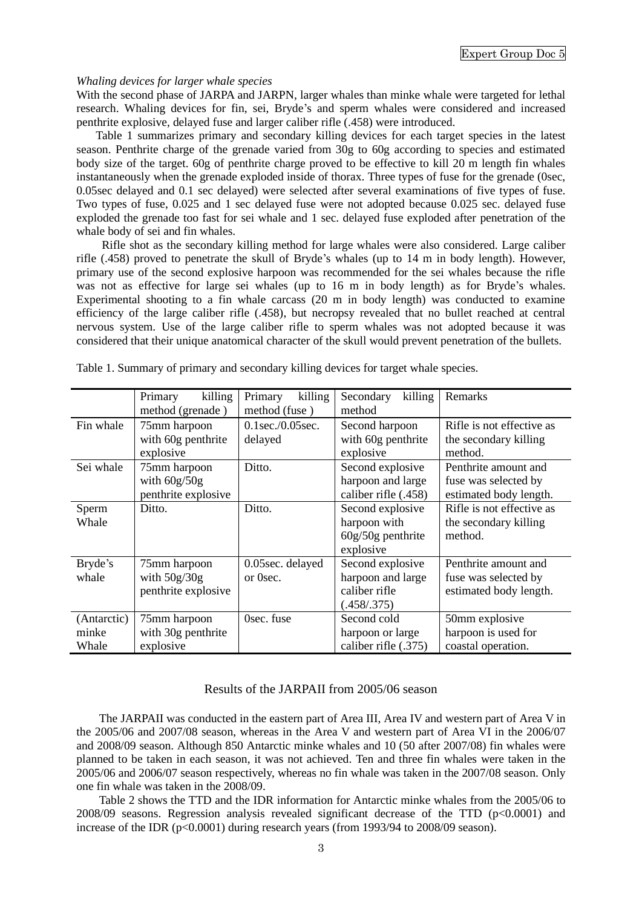*Whaling devices for larger whale species*

With the second phase of JARPA and JARPN, larger whales than minke whale were targeted for lethal research. Whaling devices for fin, sei, Bryde's and sperm whales were considered and increased penthrite explosive, delayed fuse and larger caliber rifle (.458) were introduced.

Table 1 summarizes primary and secondary killing devices for each target species in the latest season. Penthrite charge of the grenade varied from 30g to 60g according to species and estimated body size of the target. 60g of penthrite charge proved to be effective to kill 20 m length fin whales instantaneously when the grenade exploded inside of thorax. Three types of fuse for the grenade (0sec, 0.05sec delayed and 0.1 sec delayed) were selected after several examinations of five types of fuse. Two types of fuse, 0.025 and 1 sec delayed fuse were not adopted because 0.025 sec. delayed fuse exploded the grenade too fast for sei whale and 1 sec. delayed fuse exploded after penetration of the whale body of sei and fin whales.

Rifle shot as the secondary killing method for large whales were also considered. Large caliber rifle (.458) proved to penetrate the skull of Bryde's whales (up to 14 m in body length). However, primary use of the second explosive harpoon was recommended for the sei whales because the rifle was not as effective for large sei whales (up to 16 m in body length) as for Bryde's whales. Experimental shooting to a fin whale carcass (20 m in body length) was conducted to examine efficiency of the large caliber rifle (.458), but necropsy revealed that no bullet reached at central nervous system. Use of the large caliber rifle to sperm whales was not adopted because it was considered that their unique anatomical character of the skull would prevent penetration of the bullets.

Table 1. Summary of primary and secondary killing devices for target whale species.

| | Primary killing method (grenade ) | Primary killing method (fuse ) | Secondary killing method | Remarks |
|---|---|---|---|---|
| Fin whale | 75mm harpoon with 60g penthrite explosive | 0.1sec./0.05sec. delayed | Second harpoon with 60g penthrite explosive | Rifle is not effective as the secondary killing method. |
| Sei whale | 75mm harpoon with 60g/50g penthrite explosive | Ditto. | Second explosive harpoon and large caliber rifle (.458) | Penthrite amount and fuse was selected by estimated body length. |
| Sperm Whale | Ditto. | Ditto. | Second explosive harpoon with 60g/50g penthrite explosive | Rifle is not effective as the secondary killing method. |
| Bryde's whale | 75mm harpoon with 50g/30g penthrite explosive | 0.05sec. delayed or 0sec. | Second explosive harpoon and large caliber rifle (.458/.375) | Penthrite amount and fuse was selected by estimated body length. |
| (Antarctic) minke Whale | 75mm harpoon with 30g penthrite explosive | 0sec. fuse | Second cold harpoon or large caliber rifle (.375) | 50mm explosive harpoon is used for coastal operation. |

## Results of the JARPAII from 2005/06 season

The JARPAII was conducted in the eastern part of Area III, Area IV and western part of Area V in the 2005/06 and 2007/08 season, whereas in the Area V and western part of Area VI in the 2006/07 and 2008/09 season. Although 850 Antarctic minke whales and 10 (50 after 2007/08) fin whales were planned to be taken in each season, it was not achieved. Ten and three fin whales were taken in the 2005/06 and 2006/07 season respectively, whereas no fin whale was taken in the 2007/08 season. Only one fin whale was taken in the 2008/09.

Table 2 shows the TTD and the IDR information for Antarctic minke whales from the 2005/06 to 2008/09 seasons. Regression analysis revealed significant decrease of the TTD ($p<0.0001$) and increase of the IDR ($p<0.0001$) during research years (from 1993/94 to 2008/09 season).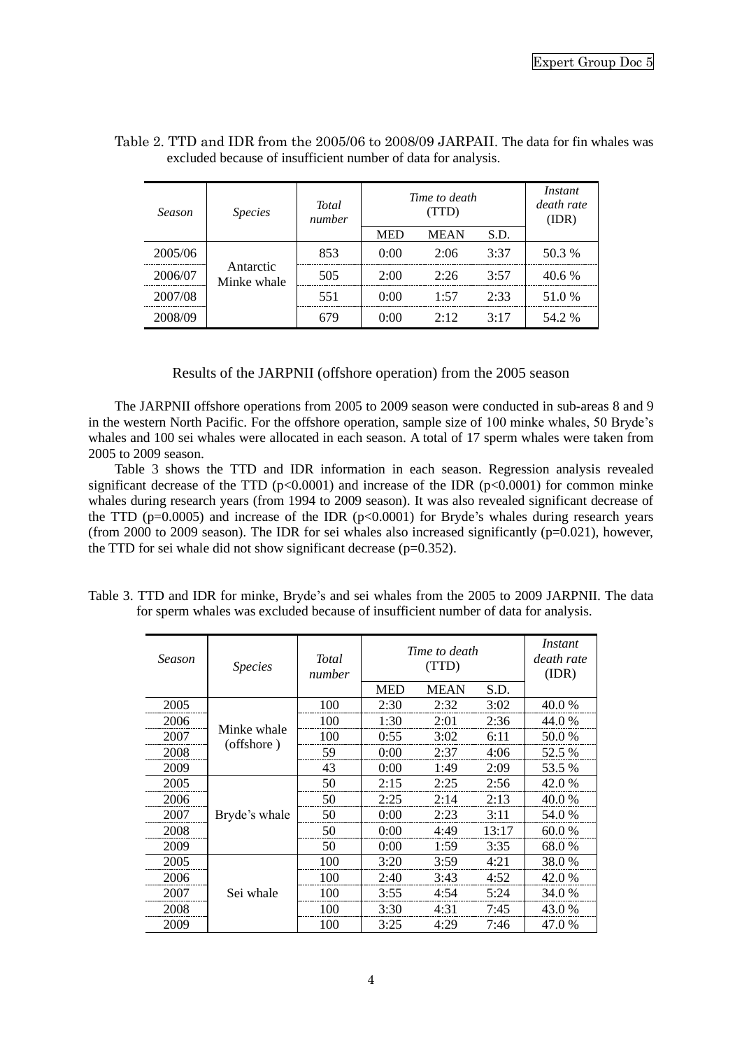Table 2. TTD and IDR from the 2005/06 to 2008/09 JARPAII. The data for fin whales was excluded because of insufficient number of data for analysis.

| *Season* | *Species* | *Total number* | *Time to death* (TTD) | | | *Instant death rate* (IDR) |
|---|---|---|---|---|---|---|
| | | | MED | MEAN | S.D. | |
| 2005/06 | Antarctic Minke whale | 853 | 0:00 | 2:06 | 3:37 | 50.3 % |
| 2006/07 | | 505 | 2:00 | 2:26 | 3:57 | 40.6 % |
| 2007/08 | | 551 | 0:00 | 1:57 | 2:33 | 51.0 % |
| 2008/09 | | 679 | 0:00 | 2:12 | 3:17 | 54.2 % |

## Results of the JARPNII (offshore operation) from the 2005 season

The JARPNII offshore operations from 2005 to 2009 season were conducted in sub-areas 8 and 9 in the western North Pacific. For the offshore operation, sample size of 100 minke whales, 50 Bryde's whales and 100 sei whales were allocated in each season. A total of 17 sperm whales were taken from 2005 to 2009 season.

Table 3 shows the TTD and IDR information in each season. Regression analysis revealed significant decrease of the TTD ($p<0.0001$) and increase of the IDR ($p<0.0001$) for common minke whales during research years (from 1994 to 2009 season). It was also revealed significant decrease of the TTD ($p=0.0005$) and increase of the IDR ($p<0.0001$) for Bryde's whales during research years (from 2000 to 2009 season). The IDR for sei whales also increased significantly ($p=0.021$), however, the TTD for sei whale did not show significant decrease ($p=0.352$).

Table 3. TTD and IDR for minke, Bryde's and sei whales from the 2005 to 2009 JARPNII. The data for sperm whales was excluded because of insufficient number of data for analysis.

| *Season* | *Species* | *Total number* | *Time to death* (TTD) | | | *Instant death rate* (IDR) |
|---|---|---|---|---|---|---|
| | | | MED | MEAN | S.D. | |
| 2005 | Minke whale (offshore ) | 100 | 2:30 | 2:32 | 3:02 | 40.0 % |
| 2006 | | 100 | 1:30 | 2:01 | 2:36 | 44.0 % |
| 2007 | | 100 | 0:55 | 3:02 | 6:11 | 50.0 % |
| 2008 | | 59 | 0:00 | 2:37 | 4:06 | 52.5 % |
| 2009 | | 43 | 0:00 | 1:49 | 2:09 | 53.5 % |
| 2005 | Bryde's whale | 50 | 2:15 | 2:25 | 2:56 | 42.0 % |
| 2006 | | 50 | 2:25 | 2:14 | 2:13 | 40.0 % |
| 2007 | | 50 | 0:00 | 2:23 | 3:11 | 54.0 % |
| 2008 | | 50 | 0:00 | 4:49 | 13:17 | 60.0 % |
| 2009 | | 50 | 0:00 | 1:59 | 3:35 | 68.0 % |
| 2005 | Sei whale | 100 | 3:20 | 3:59 | 4:21 | 38.0 % |
| 2006 | | 100 | 2:40 | 3:43 | 4:52 | 42.0 % |
| 2007 | | 100 | 3:55 | 4:54 | 5:24 | 34.0 % |
| 2008 | | 100 | 3:30 | 4:31 | 7:45 | 43.0 % |
| 2009 | | 100 | 3:25 | 4:29 | 7:46 | 47.0 % |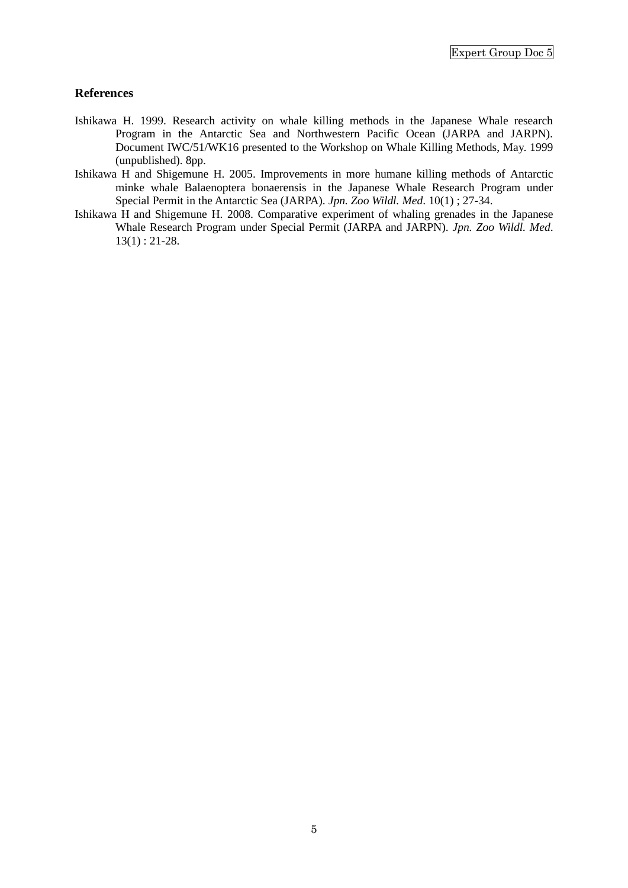## References

Ishikawa H. 1999. Research activity on whale killing methods in the Japanese Whale research Program in the Antarctic Sea and Northwestern Pacific Ocean (JARPA and JARPN). Document IWC/51/WK16 presented to the Workshop on Whale Killing Methods, May. 1999 (unpublished). 8pp.

Ishikawa H and Shigemune H. 2005. Improvements in more humane killing methods of Antarctic minke whale Balaenoptera bonaerensis in the Japanese Whale Research Program under Special Permit in the Antarctic Sea (JARPA). *Jpn. Zoo Wildl. Med*. 10(1) ; 27-34.

Ishikawa H and Shigemune H. 2008. Comparative experiment of whaling grenades in the Japanese Whale Research Program under Special Permit (JARPA and JARPN). *Jpn. Zoo Wildl. Med*. 13(1) : 21-28.